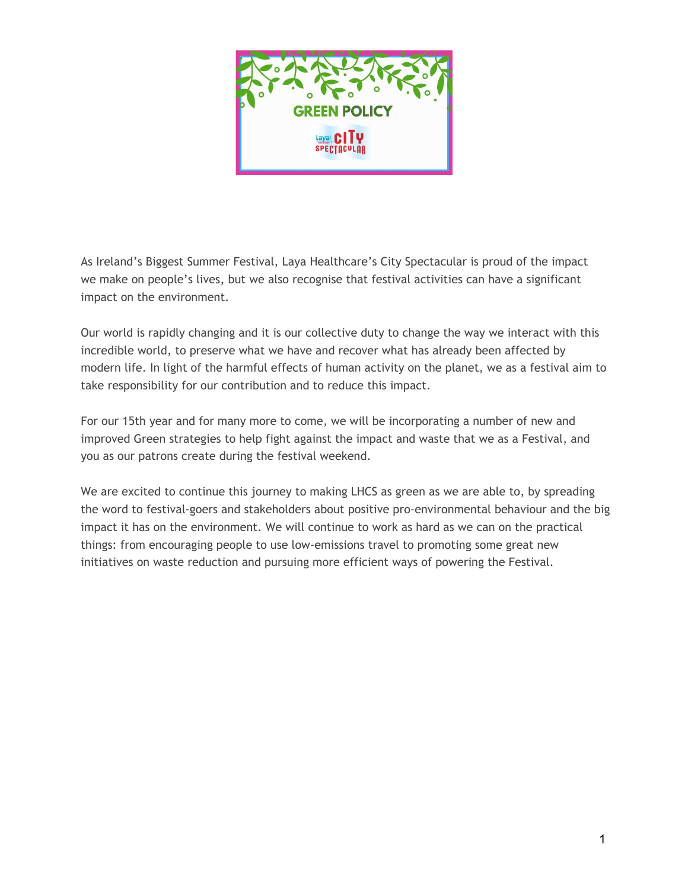# GREEN POLICY

As Ireland's Biggest Summer Festival, Laya Healthcare's City Spectacular is proud of the impact we make on people's lives, but we also recognise that festival activities can have a significant impact on the environment.

Our world is rapidly changing and it is our collective duty to change the way we interact with this incredible world, to preserve what we have and recover what has already been affected by modern life. In light of the harmful effects of human activity on the planet, we as a festival aim to take responsibility for our contribution and to reduce this impact.

For our 15th year and for many more to come, we will be incorporating a number of new and improved Green strategies to help fight against the impact and waste that we as a Festival, and you as our patrons create during the festival weekend.

We are excited to continue this journey to making LHCS as green as we are able to, by spreading the word to festival-goers and stakeholders about positive pro-environmental behaviour and the big impact it has on the environment. We will continue to work as hard as we can on the practical things: from encouraging people to use low-emissions travel to promoting some great new initiatives on waste reduction and pursuing more efficient ways of powering the Festival.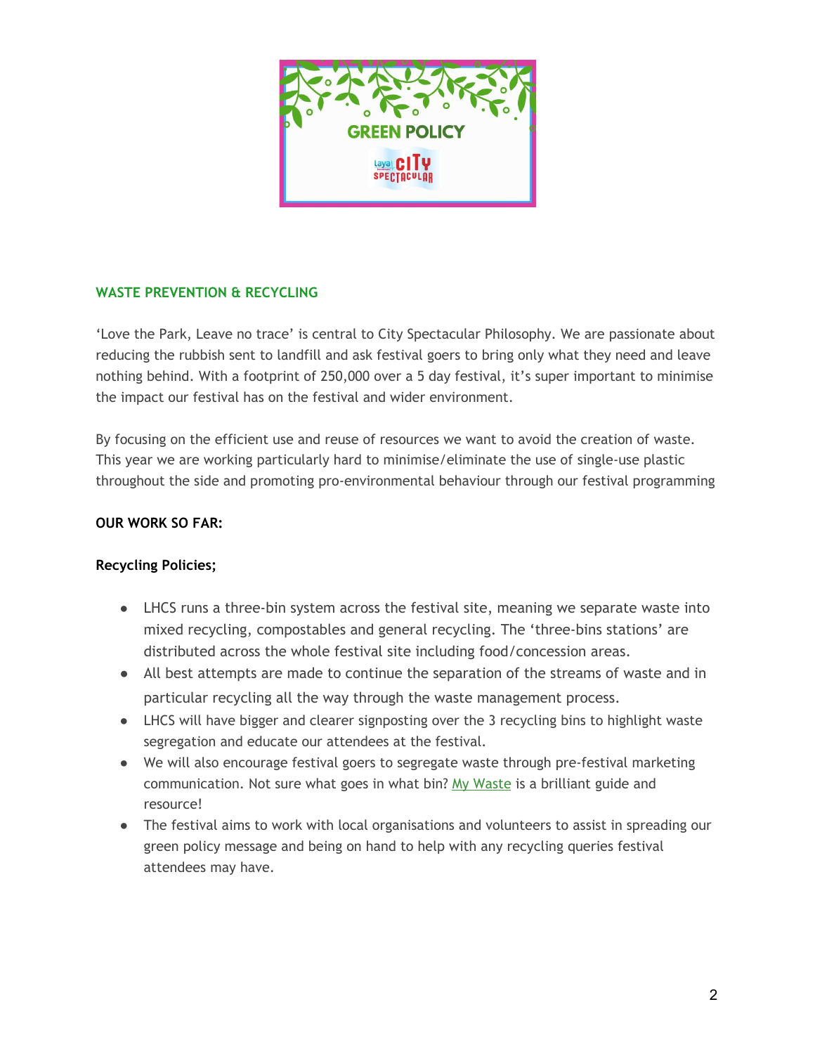# GREEN POLICY

## WASTE PREVENTION & RECYCLING

'Love the Park, Leave no trace' is central to City Spectacular Philosophy. We are passionate about reducing the rubbish sent to landfill and ask festival goers to bring only what they need and leave nothing behind. With a footprint of 250,000 over a 5 day festival, it's super important to minimise the impact our festival has on the festival and wider environment.

By focusing on the efficient use and reuse of resources we want to avoid the creation of waste. This year we are working particularly hard to minimise/eliminate the use of single-use plastic throughout the side and promoting pro-environmental behaviour through our festival programming

**OUR WORK SO FAR:**

**Recycling Policies;**

- LHCS runs a three-bin system across the festival site, meaning we separate waste into mixed recycling, compostables and general recycling. The 'three-bins stations' are distributed across the whole festival site including food/concession areas.
- All best attempts are made to continue the separation of the streams of waste and in particular recycling all the way through the waste management process.
- LHCS will have bigger and clearer signposting over the 3 recycling bins to highlight waste segregation and educate our attendees at the festival.
- We will also encourage festival goers to segregate waste through pre-festival marketing communication. Not sure what goes in what bin? My Waste is a brilliant guide and resource!
- The festival aims to work with local organisations and volunteers to assist in spreading our green policy message and being on hand to help with any recycling queries festival attendees may have.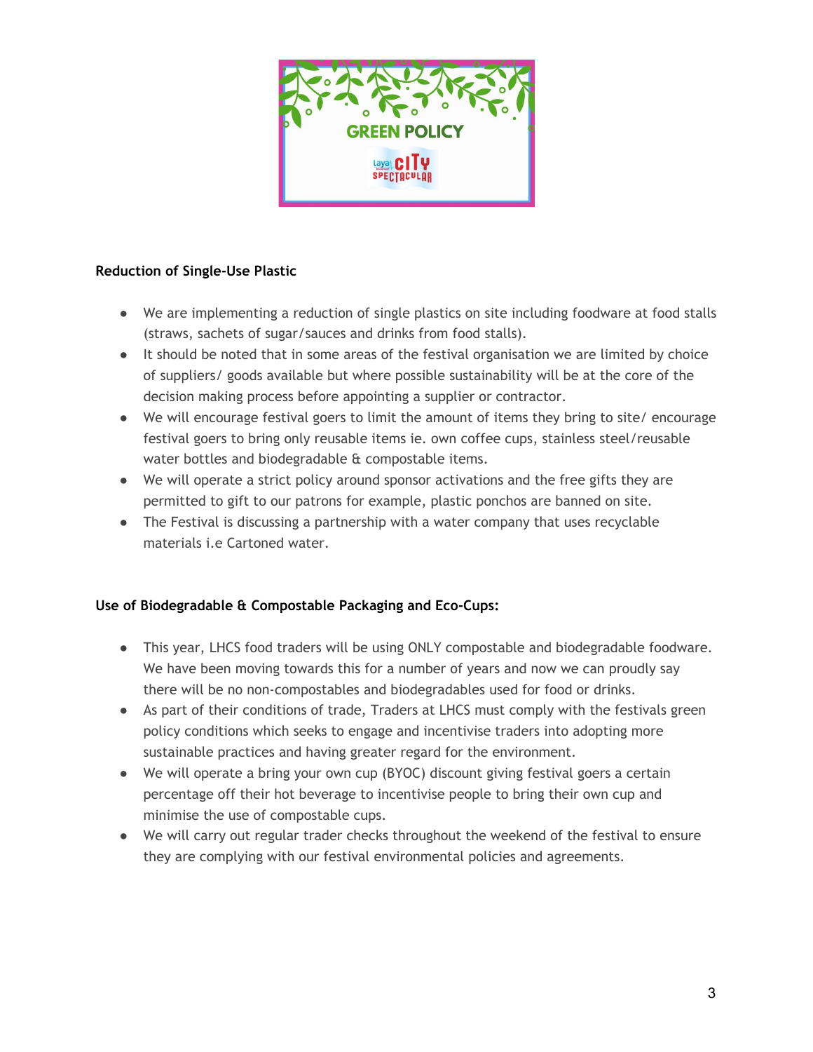GREEN POLICY

Laya City Spectacular

**Reduction of Single-Use Plastic**

- We are implementing a reduction of single plastics on site including foodware at food stalls (straws, sachets of sugar/sauces and drinks from food stalls).
- It should be noted that in some areas of the festival organisation we are limited by choice of suppliers/ goods available but where possible sustainability will be at the core of the decision making process before appointing a supplier or contractor.
- We will encourage festival goers to limit the amount of items they bring to site/ encourage festival goers to bring only reusable items ie. own coffee cups, stainless steel/reusable water bottles and biodegradable & compostable items.
- We will operate a strict policy around sponsor activations and the free gifts they are permitted to gift to our patrons for example, plastic ponchos are banned on site.
- The Festival is discussing a partnership with a water company that uses recyclable materials i.e Cartoned water.

**Use of Biodegradable & Compostable Packaging and Eco-Cups:**

- This year, LHCS food traders will be using ONLY compostable and biodegradable foodware. We have been moving towards this for a number of years and now we can proudly say there will be no non-compostables and biodegradables used for food or drinks.
- As part of their conditions of trade, Traders at LHCS must comply with the festivals green policy conditions which seeks to engage and incentivise traders into adopting more sustainable practices and having greater regard for the environment.
- We will operate a bring your own cup (BYOC) discount giving festival goers a certain percentage off their hot beverage to incentivise people to bring their own cup and minimise the use of compostable cups.
- We will carry out regular trader checks throughout the weekend of the festival to ensure they are complying with our festival environmental policies and agreements.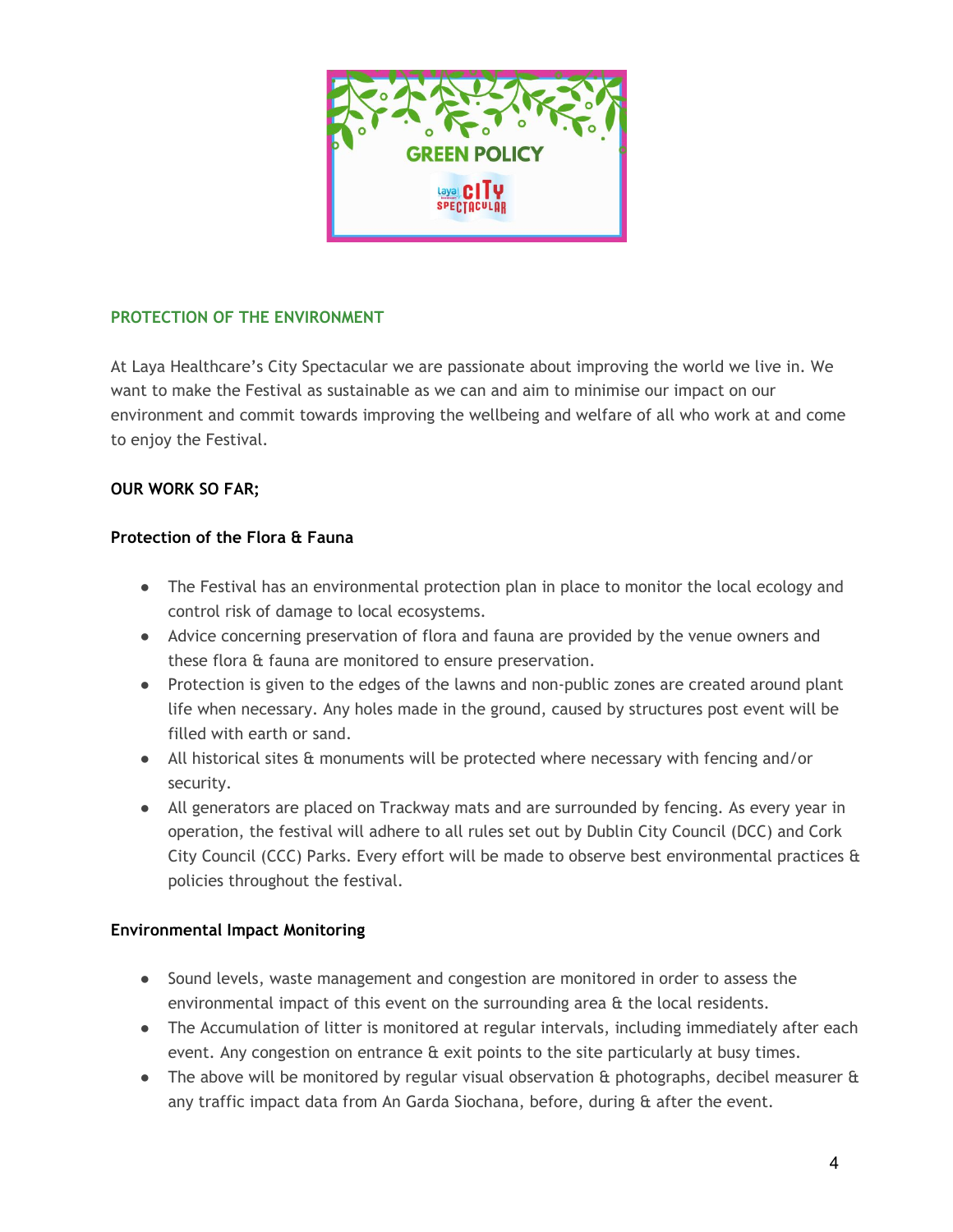GREEN POLICY

Laya City Spectacular

## PROTECTION OF THE ENVIRONMENT

At Laya Healthcare's City Spectacular we are passionate about improving the world we live in. We want to make the Festival as sustainable as we can and aim to minimise our impact on our environment and commit towards improving the wellbeing and welfare of all who work at and come to enjoy the Festival.

**OUR WORK SO FAR;**

### Protection of the Flora & Fauna

- The Festival has an environmental protection plan in place to monitor the local ecology and control risk of damage to local ecosystems.
- Advice concerning preservation of flora and fauna are provided by the venue owners and these flora & fauna are monitored to ensure preservation.
- Protection is given to the edges of the lawns and non-public zones are created around plant life when necessary. Any holes made in the ground, caused by structures post event will be filled with earth or sand.
- All historical sites & monuments will be protected where necessary with fencing and/or security.
- All generators are placed on Trackway mats and are surrounded by fencing. As every year in operation, the festival will adhere to all rules set out by Dublin City Council (DCC) and Cork City Council (CCC) Parks. Every effort will be made to observe best environmental practices & policies throughout the festival.

### Environmental Impact Monitoring

- Sound levels, waste management and congestion are monitored in order to assess the environmental impact of this event on the surrounding area & the local residents.
- The Accumulation of litter is monitored at regular intervals, including immediately after each event. Any congestion on entrance & exit points to the site particularly at busy times.
- The above will be monitored by regular visual observation & photographs, decibel measurer & any traffic impact data from An Garda Siochana, before, during & after the event.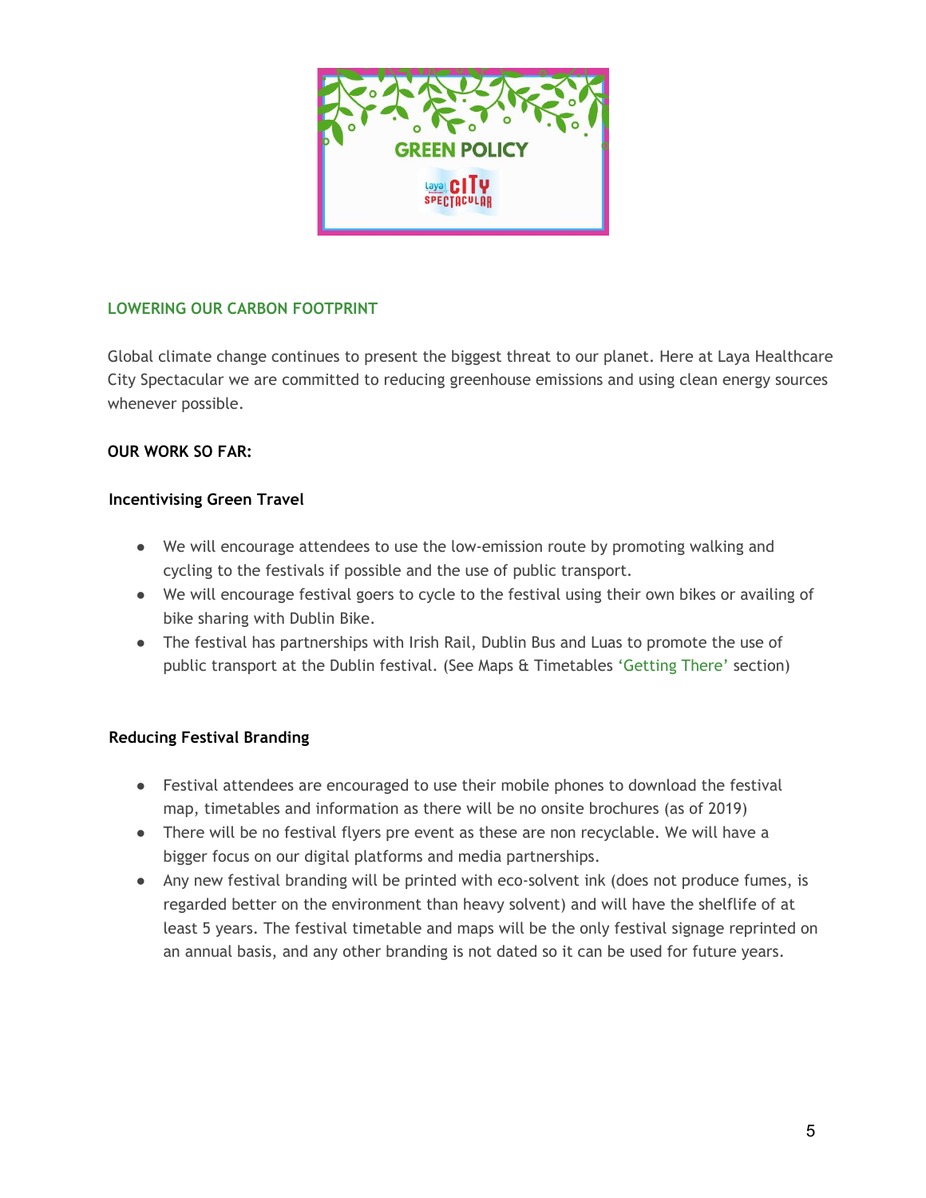# GREEN POLICY

## LOWERING OUR CARBON FOOTPRINT

Global climate change continues to present the biggest threat to our planet. Here at Laya Healthcare City Spectacular we are committed to reducing greenhouse emissions and using clean energy sources whenever possible.

**OUR WORK SO FAR:**

### Incentivising Green Travel

- We will encourage attendees to use the low-emission route by promoting walking and cycling to the festivals if possible and the use of public transport.
- We will encourage festival goers to cycle to the festival using their own bikes or availing of bike sharing with Dublin Bike.
- The festival has partnerships with Irish Rail, Dublin Bus and Luas to promote the use of public transport at the Dublin festival. (See Maps & Timetables 'Getting There' section)

### Reducing Festival Branding

- Festival attendees are encouraged to use their mobile phones to download the festival map, timetables and information as there will be no onsite brochures (as of 2019)
- There will be no festival flyers pre event as these are non recyclable. We will have a bigger focus on our digital platforms and media partnerships.
- Any new festival branding will be printed with eco-solvent ink (does not produce fumes, is regarded better on the environment than heavy solvent) and will have the shelflife of at least 5 years. The festival timetable and maps will be the only festival signage reprinted on an annual basis, and any other branding is not dated so it can be used for future years.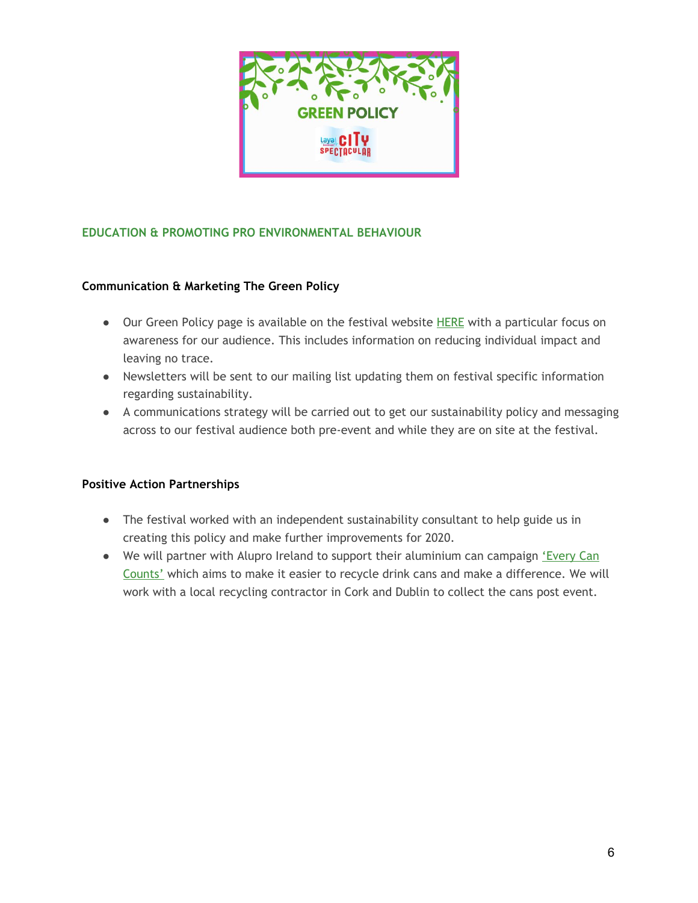GREEN POLICY

Laya City Spectacular

## EDUCATION & PROMOTING PRO ENVIRONMENTAL BEHAVIOUR

### Communication & Marketing The Green Policy

- Our Green Policy page is available on the festival website HERE with a particular focus on awareness for our audience. This includes information on reducing individual impact and leaving no trace.
- Newsletters will be sent to our mailing list updating them on festival specific information regarding sustainability.
- A communications strategy will be carried out to get our sustainability policy and messaging across to our festival audience both pre-event and while they are on site at the festival.

### Positive Action Partnerships

- The festival worked with an independent sustainability consultant to help guide us in creating this policy and make further improvements for 2020.
- We will partner with Alupro Ireland to support their aluminium can campaign 'Every Can Counts' which aims to make it easier to recycle drink cans and make a difference. We will work with a local recycling contractor in Cork and Dublin to collect the cans post event.